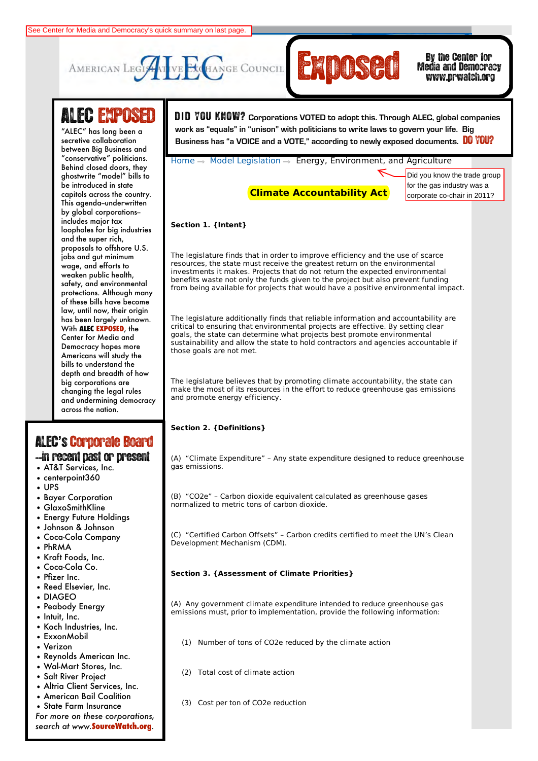See Center for Media and Democracy's quick summary on last page.

AMERICAN LEGISLATIVE EXCHANGE COUNCIL — ALEC **Exposed** — By the Center for Media and Democracy www.prwatch.org

## ALEC EXPOSED

"ALEC" has long been a secretive collaboration between Big Business and "conservative" politicians. Behind closed doors, they ghostwrite "model" bills to be introduced in state capitols across the country. This agenda–underwritten by global corporations–includes major tax loopholes for big industries and the super rich, proposals to offshore U.S. jobs and gut minimum wage, and efforts to weaken public health, safety, and environmental protections. Although many of these bills have become law, until now, their origin has been largely unknown. With **ALEC EXPOSED**, the Center for Media and Democracy hopes more Americans will study the bills to understand the depth and breadth of how big corporations are changing the legal rules and undermining democracy across the nation.

## ALEC's Corporate Board

### --in recent past or present

- AT&T Services, Inc.
- centerpoint360
- UPS
- Bayer Corporation
- GlaxoSmithKline
- Energy Future Holdings
- Johnson & Johnson
- Coca-Cola Company
- PhRMA
- Kraft Foods, Inc.
- Coca-Cola Co.
- Pfizer Inc.
- Reed Elsevier, Inc.
- DIAGEO
- Peabody Energy
- Intuit, Inc.
- Koch Industries, Inc.
- ExxonMobil
- Verizon
- Reynolds American Inc.
- Wal-Mart Stores, Inc.
- Salt River Project
- Altria Client Services, Inc.
- American Bail Coalition
- State Farm Insurance

*For more on these corporations, search at www.***SourceWatch.org**.

**DID YOU KNOW? Corporations VOTED to adopt this. Through ALEC, global companies work as "equals" in "unison" with politicians to write laws to govern your life. Big Business has "a VOICE and a VOTE," according to newly exposed documents. DO YOU?**

Home → Model Legislation → Energy, Environment, and Agriculture

Did you know the trade group for the gas industry was a corporate co-chair in 2011?

# Climate Accountability Act

**Section 1. {Intent}**

The legislature finds that in order to improve efficiency and the use of scarce resources, the state must receive the greatest return on the environmental investments it makes. Projects that do not return the expected environmental benefits waste not only the funds given to the project but also prevent funding from being available for projects that would have a positive environmental impact.

The legislature additionally finds that reliable information and accountability are critical to ensuring that environmental projects are effective. By setting clear goals, the state can determine what projects best promote environmental sustainability and allow the state to hold contractors and agencies accountable if those goals are not met.

The legislature believes that by promoting climate accountability, the state can make the most of its resources in the effort to reduce greenhouse gas emissions and promote energy efficiency.

**Section 2. {Definitions}**

(A) "Climate Expenditure" – Any state expenditure designed to reduce greenhouse gas emissions.

(B) "CO2e" – Carbon dioxide equivalent calculated as greenhouse gases normalized to metric tons of carbon dioxide.

(C) "Certified Carbon Offsets" – Carbon credits certified to meet the UN's Clean Development Mechanism (CDM).

**Section 3. {Assessment of Climate Priorities}**

(A) Any government climate expenditure intended to reduce greenhouse gas emissions must, prior to implementation, provide the following information:

(1) Number of tons of CO2e reduced by the climate action

(2) Total cost of climate action

(3) Cost per ton of CO2e reduction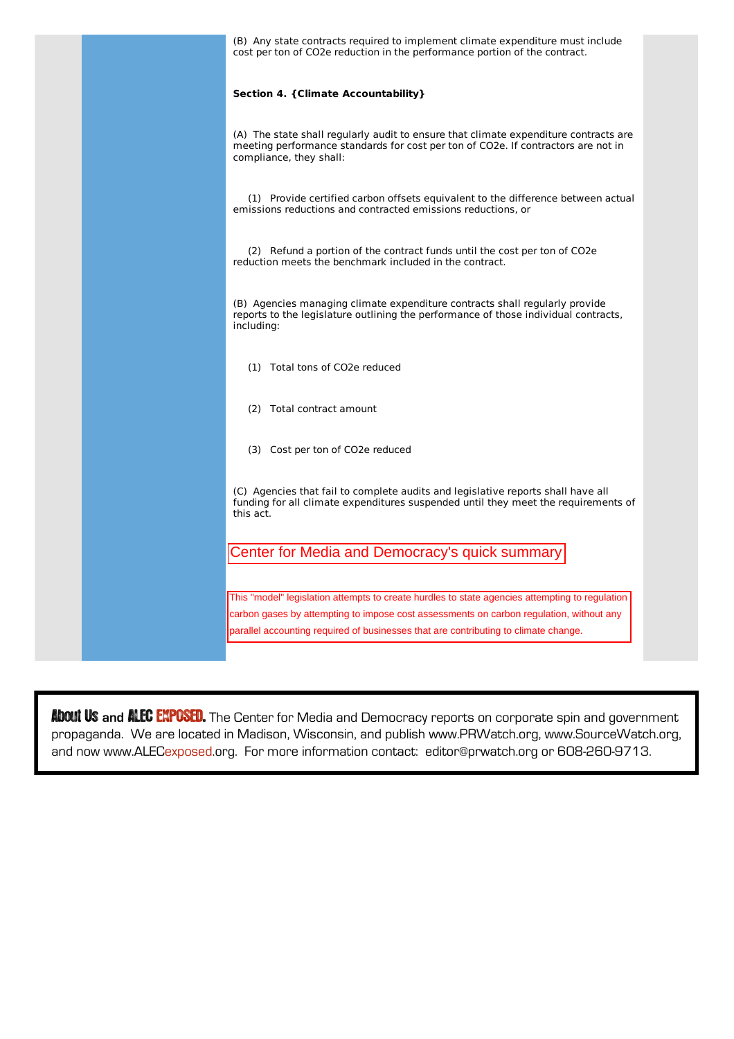(B) Any state contracts required to implement climate expenditure must include cost per ton of $CO_2e$ reduction in the performance portion of the contract.

**Section 4. {Climate Accountability}**

(A) The state shall regularly audit to ensure that climate expenditure contracts are meeting performance standards for cost per ton of $CO_2e$. If contractors are not in compliance, they shall:

(1) Provide certified carbon offsets equivalent to the difference between actual emissions reductions and contracted emissions reductions, or

(2) Refund a portion of the contract funds until the cost per ton of $CO_2e$ reduction meets the benchmark included in the contract.

(B) Agencies managing climate expenditure contracts shall regularly provide reports to the legislature outlining the performance of those individual contracts, including:

(1) Total tons of $CO_2e$ reduced

(2) Total contract amount

(3) Cost per ton of $CO_2e$ reduced

(C) Agencies that fail to complete audits and legislative reports shall have all funding for all climate expenditures suspended until they meet the requirements of this act.

## Center for Media and Democracy's quick summary

This "model" legislation attempts to create hurdles to state agencies attempting to regulation carbon gases by attempting to impose cost assessments on carbon regulation, without any parallel accounting required of businesses that are contributing to climate change.

**About Us and ALEC EXPOSED.** The Center for Media and Democracy reports on corporate spin and government propaganda. We are located in Madison, Wisconsin, and publish www.PRWatch.org, www.SourceWatch.org, and now www.ALECexposed.org. For more information contact: editor@prwatch.org or 608-260-9713.